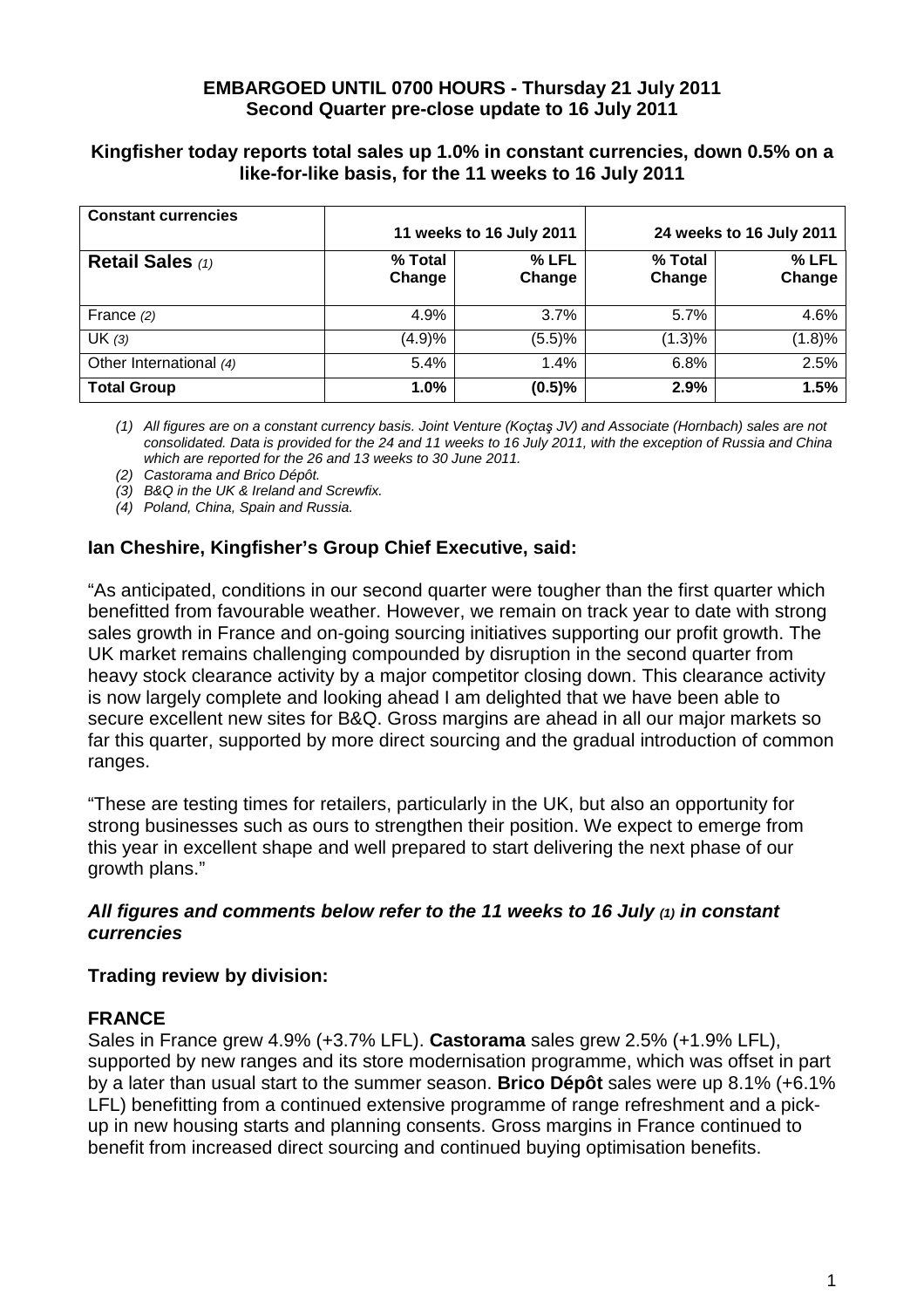**EMBARGOED UNTIL 0700 HOURS - Thursday 21 July 2011**
**Second Quarter pre-close update to 16 July 2011**

## Kingfisher today reports total sales up 1.0% in constant currencies, down 0.5% on a like-for-like basis, for the 11 weeks to 16 July 2011

| Constant currencies | 11 weeks to 16 July 2011 | | 24 weeks to 16 July 2011 | |
|---|---|---|---|---|
| **Retail Sales** *(1)* | **% Total Change** | **% LFL Change** | **% Total Change** | **% LFL Change** |
| France *(2)* | 4.9% | 3.7% | 5.7% | 4.6% |
| UK *(3)* | (4.9)% | (5.5)% | (1.3)% | (1.8)% |
| Other International *(4)* | 5.4% | 1.4% | 6.8% | 2.5% |
| **Total Group** | **1.0%** | **(0.5)%** | **2.9%** | **1.5%** |

*(1) All figures are on a constant currency basis. Joint Venture (Koçtaş JV) and Associate (Hornbach) sales are not consolidated. Data is provided for the 24 and 11 weeks to 16 July 2011, with the exception of Russia and China which are reported for the 26 and 13 weeks to 30 June 2011.*

*(2) Castorama and Brico Dépôt.*

*(3) B&Q in the UK & Ireland and Screwfix.*

*(4) Poland, China, Spain and Russia.*

**Ian Cheshire, Kingfisher's Group Chief Executive, said:**

"As anticipated, conditions in our second quarter were tougher than the first quarter which benefitted from favourable weather. However, we remain on track year to date with strong sales growth in France and on-going sourcing initiatives supporting our profit growth. The UK market remains challenging compounded by disruption in the second quarter from heavy stock clearance activity by a major competitor closing down. This clearance activity is now largely complete and looking ahead I am delighted that we have been able to secure excellent new sites for B&Q. Gross margins are ahead in all our major markets so far this quarter, supported by more direct sourcing and the gradual introduction of common ranges.

"These are testing times for retailers, particularly in the UK, but also an opportunity for strong businesses such as ours to strengthen their position. We expect to emerge from this year in excellent shape and well prepared to start delivering the next phase of our growth plans."

***All figures and comments below refer to the 11 weeks to 16 July (1) in constant currencies***

**Trading review by division:**

### FRANCE

Sales in France grew 4.9% (+3.7% LFL). **Castorama** sales grew 2.5% (+1.9% LFL), supported by new ranges and its store modernisation programme, which was offset in part by a later than usual start to the summer season. **Brico Dépôt** sales were up 8.1% (+6.1% LFL) benefitting from a continued extensive programme of range refreshment and a pick-up in new housing starts and planning consents. Gross margins in France continued to benefit from increased direct sourcing and continued buying optimisation benefits.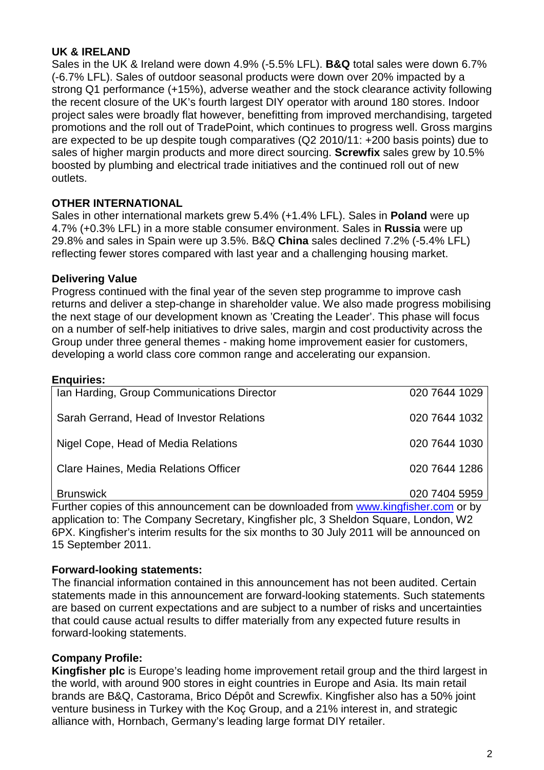## UK & IRELAND

Sales in the UK & Ireland were down 4.9% (-5.5% LFL). **B&Q** total sales were down 6.7% (-6.7% LFL). Sales of outdoor seasonal products were down over 20% impacted by a strong Q1 performance (+15%), adverse weather and the stock clearance activity following the recent closure of the UK's fourth largest DIY operator with around 180 stores. Indoor project sales were broadly flat however, benefitting from improved merchandising, targeted promotions and the roll out of TradePoint, which continues to progress well. Gross margins are expected to be up despite tough comparatives (Q2 2010/11: +200 basis points) due to sales of higher margin products and more direct sourcing. **Screwfix** sales grew by 10.5% boosted by plumbing and electrical trade initiatives and the continued roll out of new outlets.

## OTHER INTERNATIONAL

Sales in other international markets grew 5.4% (+1.4% LFL). Sales in **Poland** were up 4.7% (+0.3% LFL) in a more stable consumer environment. Sales in **Russia** were up 29.8% and sales in Spain were up 3.5%. B&Q **China** sales declined 7.2% (-5.4% LFL) reflecting fewer stores compared with last year and a challenging housing market.

### Delivering Value

Progress continued with the final year of the seven step programme to improve cash returns and deliver a step-change in shareholder value. We also made progress mobilising the next stage of our development known as 'Creating the Leader'. This phase will focus on a number of self-help initiatives to drive sales, margin and cost productivity across the Group under three general themes - making home improvement easier for customers, developing a world class core common range and accelerating our expansion.

### Enquiries:

| | |
|---|---|
| Ian Harding, Group Communications Director | 020 7644 1029 |
| Sarah Gerrand, Head of Investor Relations | 020 7644 1032 |
| Nigel Cope, Head of Media Relations | 020 7644 1030 |
| Clare Haines, Media Relations Officer | 020 7644 1286 |
| Brunswick | 020 7404 5959 |

Further copies of this announcement can be downloaded from www.kingfisher.com or by application to: The Company Secretary, Kingfisher plc, 3 Sheldon Square, London, W2 6PX. Kingfisher's interim results for the six months to 30 July 2011 will be announced on 15 September 2011.

### Forward-looking statements:

The financial information contained in this announcement has not been audited. Certain statements made in this announcement are forward-looking statements. Such statements are based on current expectations and are subject to a number of risks and uncertainties that could cause actual results to differ materially from any expected future results in forward-looking statements.

### Company Profile:

**Kingfisher plc** is Europe's leading home improvement retail group and the third largest in the world, with around 900 stores in eight countries in Europe and Asia. Its main retail brands are B&Q, Castorama, Brico Dépôt and Screwfix. Kingfisher also has a 50% joint venture business in Turkey with the Koç Group, and a 21% interest in, and strategic alliance with, Hornbach, Germany's leading large format DIY retailer.